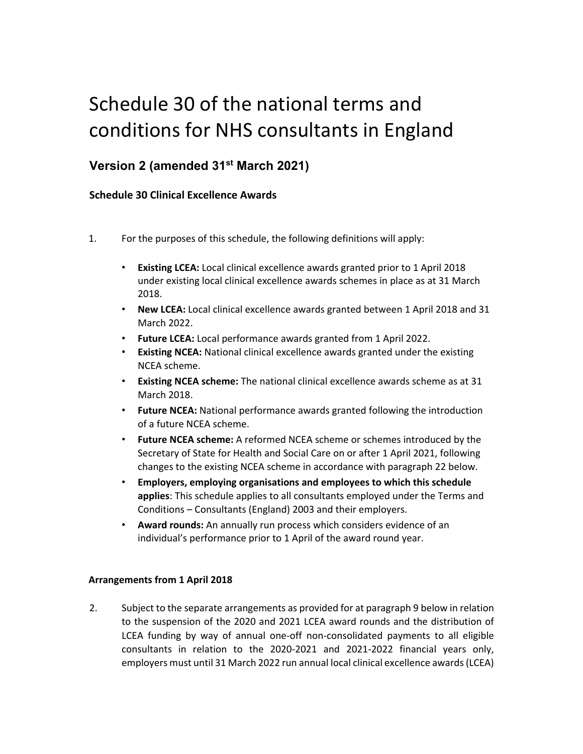# Schedule 30 of the national terms and conditions for NHS consultants in England

## Version 2 (amended 31st March 2021)

### Schedule 30 Clinical Excellence Awards

1. For the purposes of this schedule, the following definitions will apply:

   - **Existing LCEA:** Local clinical excellence awards granted prior to 1 April 2018 under existing local clinical excellence awards schemes in place as at 31 March 2018.
   - **New LCEA:** Local clinical excellence awards granted between 1 April 2018 and 31 March 2022.
   - **Future LCEA:** Local performance awards granted from 1 April 2022.
   - **Existing NCEA:** National clinical excellence awards granted under the existing NCEA scheme.
   - **Existing NCEA scheme:** The national clinical excellence awards scheme as at 31 March 2018.
   - **Future NCEA:** National performance awards granted following the introduction of a future NCEA scheme.
   - **Future NCEA scheme:** A reformed NCEA scheme or schemes introduced by the Secretary of State for Health and Social Care on or after 1 April 2021, following changes to the existing NCEA scheme in accordance with paragraph 22 below.
   - **Employers, employing organisations and employees to which this schedule applies**: This schedule applies to all consultants employed under the Terms and Conditions – Consultants (England) 2003 and their employers.
   - **Award rounds:** An annually run process which considers evidence of an individual's performance prior to 1 April of the award round year.

### Arrangements from 1 April 2018

2. Subject to the separate arrangements as provided for at paragraph 9 below in relation to the suspension of the 2020 and 2021 LCEA award rounds and the distribution of LCEA funding by way of annual one-off non-consolidated payments to all eligible consultants in relation to the 2020-2021 and 2021-2022 financial years only, employers must until 31 March 2022 run annual local clinical excellence awards (LCEA)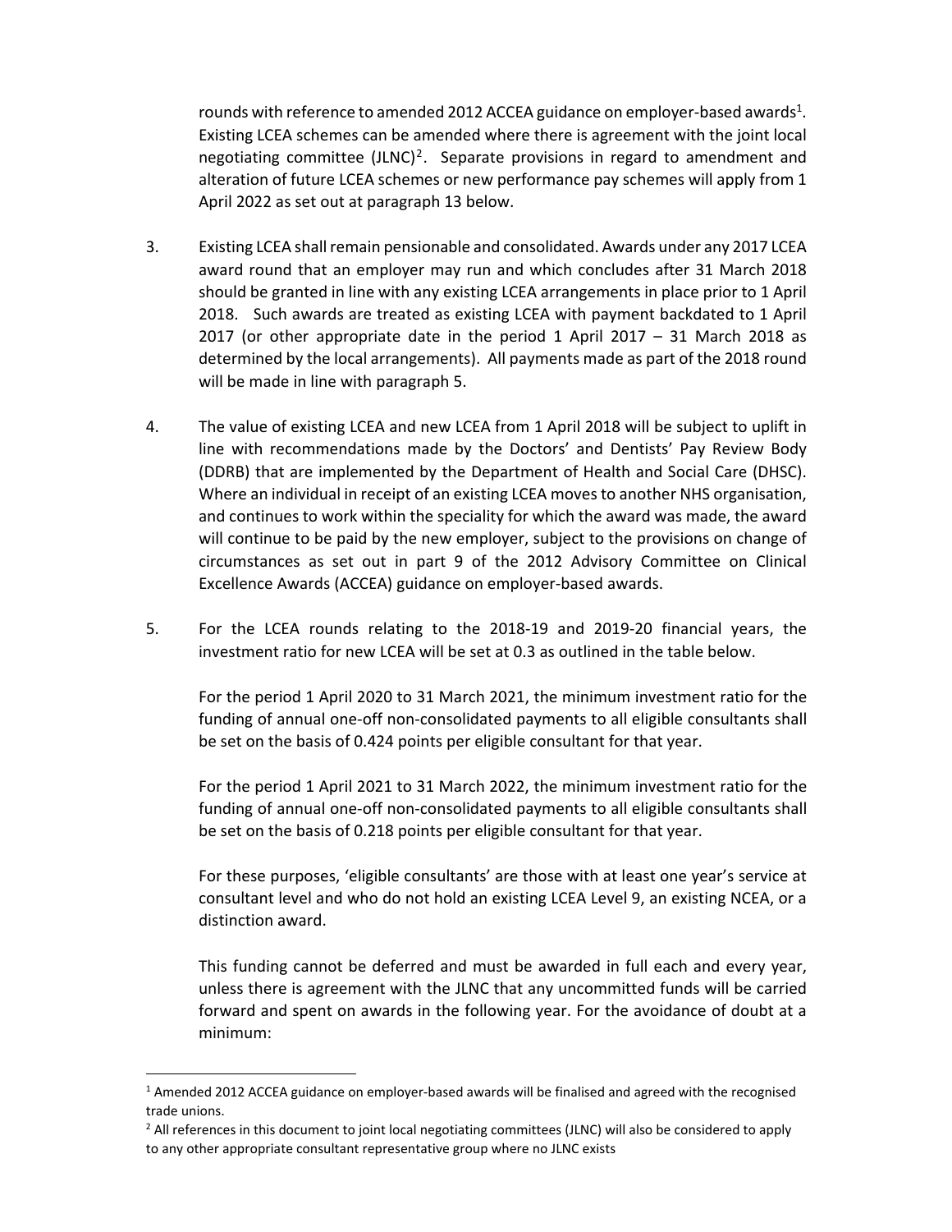rounds with reference to amended 2012 ACCEA guidance on employer-based awards[1]. Existing LCEA schemes can be amended where there is agreement with the joint local negotiating committee (JLNC)[2]. Separate provisions in regard to amendment and alteration of future LCEA schemes or new performance pay schemes will apply from 1 April 2022 as set out at paragraph 13 below.

3. Existing LCEA shall remain pensionable and consolidated. Awards under any 2017 LCEA award round that an employer may run and which concludes after 31 March 2018 should be granted in line with any existing LCEA arrangements in place prior to 1 April 2018. Such awards are treated as existing LCEA with payment backdated to 1 April 2017 (or other appropriate date in the period 1 April 2017 – 31 March 2018 as determined by the local arrangements). All payments made as part of the 2018 round will be made in line with paragraph 5.

4. The value of existing LCEA and new LCEA from 1 April 2018 will be subject to uplift in line with recommendations made by the Doctors' and Dentists' Pay Review Body (DDRB) that are implemented by the Department of Health and Social Care (DHSC). Where an individual in receipt of an existing LCEA moves to another NHS organisation, and continues to work within the speciality for which the award was made, the award will continue to be paid by the new employer, subject to the provisions on change of circumstances as set out in part 9 of the 2012 Advisory Committee on Clinical Excellence Awards (ACCEA) guidance on employer-based awards.

5. For the LCEA rounds relating to the 2018-19 and 2019-20 financial years, the investment ratio for new LCEA will be set at 0.3 as outlined in the table below.

   For the period 1 April 2020 to 31 March 2021, the minimum investment ratio for the funding of annual one-off non-consolidated payments to all eligible consultants shall be set on the basis of 0.424 points per eligible consultant for that year.

   For the period 1 April 2021 to 31 March 2022, the minimum investment ratio for the funding of annual one-off non-consolidated payments to all eligible consultants shall be set on the basis of 0.218 points per eligible consultant for that year.

   For these purposes, 'eligible consultants' are those with at least one year's service at consultant level and who do not hold an existing LCEA Level 9, an existing NCEA, or a distinction award.

   This funding cannot be deferred and must be awarded in full each and every year, unless there is agreement with the JLNC that any uncommitted funds will be carried forward and spent on awards in the following year. For the avoidance of doubt at a minimum:

[1] Amended 2012 ACCEA guidance on employer-based awards will be finalised and agreed with the recognised trade unions.

[2] All references in this document to joint local negotiating committees (JLNC) will also be considered to apply to any other appropriate consultant representative group where no JLNC exists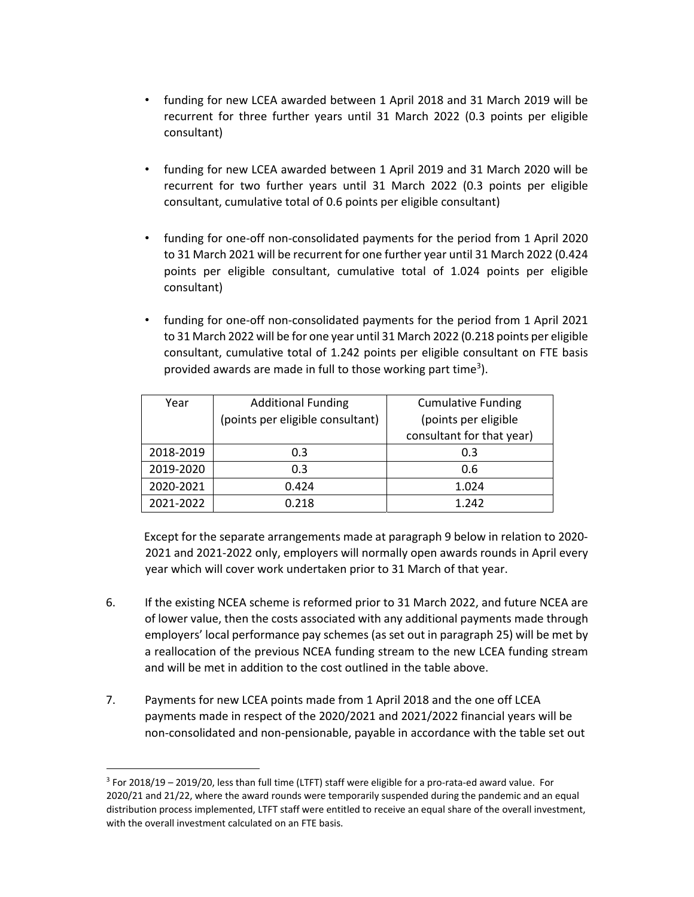- funding for new LCEA awarded between 1 April 2018 and 31 March 2019 will be recurrent for three further years until 31 March 2022 (0.3 points per eligible consultant)

- funding for new LCEA awarded between 1 April 2019 and 31 March 2020 will be recurrent for two further years until 31 March 2022 (0.3 points per eligible consultant, cumulative total of 0.6 points per eligible consultant)

- funding for one-off non-consolidated payments for the period from 1 April 2020 to 31 March 2021 will be recurrent for one further year until 31 March 2022 (0.424 points per eligible consultant, cumulative total of 1.024 points per eligible consultant)

- funding for one-off non-consolidated payments for the period from 1 April 2021 to 31 March 2022 will be for one year until 31 March 2022 (0.218 points per eligible consultant, cumulative total of 1.242 points per eligible consultant on FTE basis provided awards are made in full to those working part time[3]).

| Year | Additional Funding (points per eligible consultant) | Cumulative Funding (points per eligible consultant for that year) |
|---|---|---|
| 2018-2019 | 0.3 | 0.3 |
| 2019-2020 | 0.3 | 0.6 |
| 2020-2021 | 0.424 | 1.024 |
| 2021-2022 | 0.218 | 1.242 |

Except for the separate arrangements made at paragraph 9 below in relation to 2020-2021 and 2021-2022 only, employers will normally open awards rounds in April every year which will cover work undertaken prior to 31 March of that year.

6. If the existing NCEA scheme is reformed prior to 31 March 2022, and future NCEA are of lower value, then the costs associated with any additional payments made through employers' local performance pay schemes (as set out in paragraph 25) will be met by a reallocation of the previous NCEA funding stream to the new LCEA funding stream and will be met in addition to the cost outlined in the table above.

7. Payments for new LCEA points made from 1 April 2018 and the one off LCEA payments made in respect of the 2020/2021 and 2021/2022 financial years will be non-consolidated and non-pensionable, payable in accordance with the table set out

[3] For 2018/19 – 2019/20, less than full time (LTFT) staff were eligible for a pro-rata-ed award value. For 2020/21 and 21/22, where the award rounds were temporarily suspended during the pandemic and an equal distribution process implemented, LTFT staff were entitled to receive an equal share of the overall investment, with the overall investment calculated on an FTE basis.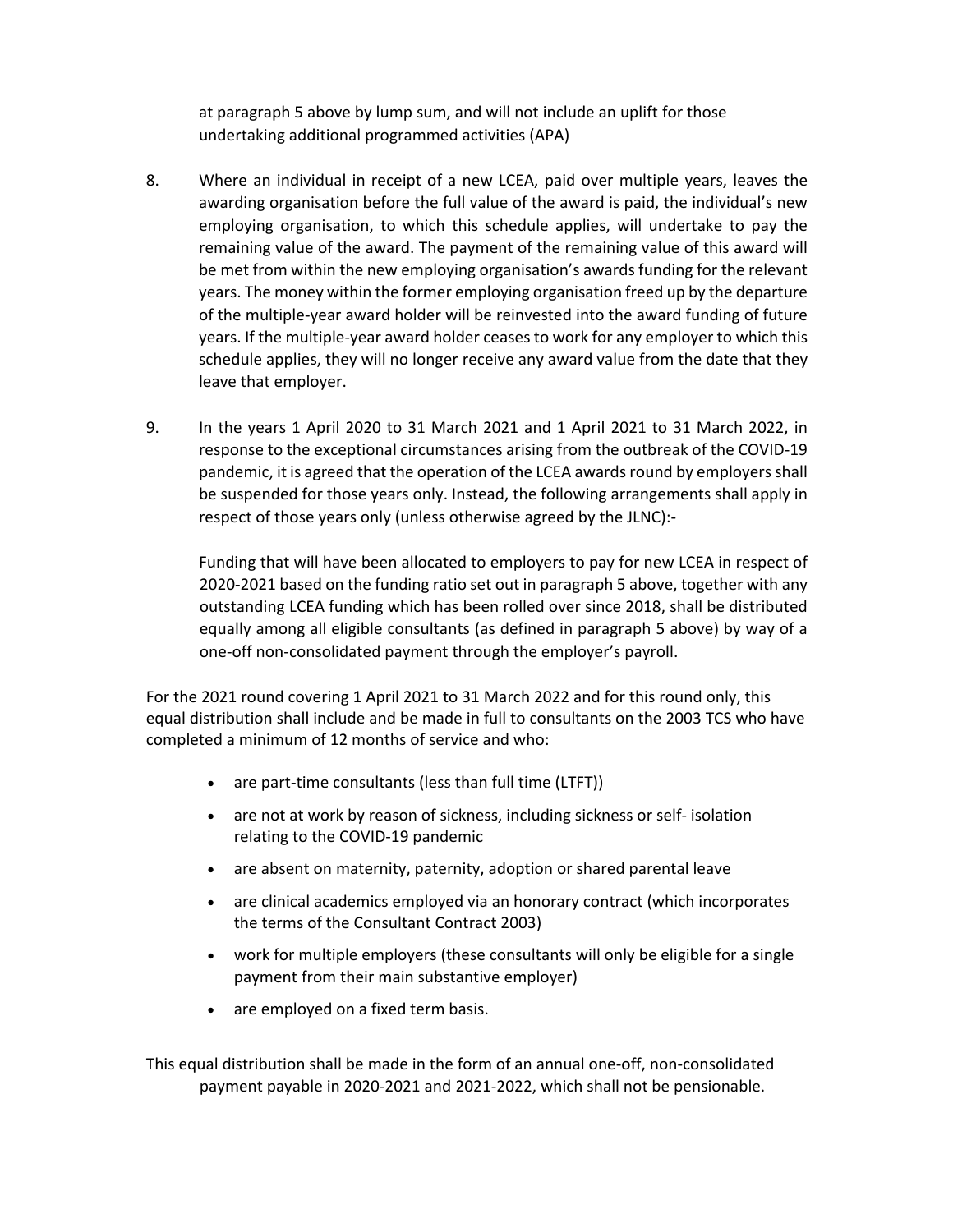at paragraph 5 above by lump sum, and will not include an uplift for those undertaking additional programmed activities (APA)

8. Where an individual in receipt of a new LCEA, paid over multiple years, leaves the awarding organisation before the full value of the award is paid, the individual's new employing organisation, to which this schedule applies, will undertake to pay the remaining value of the award. The payment of the remaining value of this award will be met from within the new employing organisation's awards funding for the relevant years. The money within the former employing organisation freed up by the departure of the multiple-year award holder will be reinvested into the award funding of future years. If the multiple-year award holder ceases to work for any employer to which this schedule applies, they will no longer receive any award value from the date that they leave that employer.

9. In the years 1 April 2020 to 31 March 2021 and 1 April 2021 to 31 March 2022, in response to the exceptional circumstances arising from the outbreak of the COVID-19 pandemic, it is agreed that the operation of the LCEA awards round by employers shall be suspended for those years only. Instead, the following arrangements shall apply in respect of those years only (unless otherwise agreed by the JLNC):-

   Funding that will have been allocated to employers to pay for new LCEA in respect of 2020-2021 based on the funding ratio set out in paragraph 5 above, together with any outstanding LCEA funding which has been rolled over since 2018, shall be distributed equally among all eligible consultants (as defined in paragraph 5 above) by way of a one-off non-consolidated payment through the employer's payroll.

For the 2021 round covering 1 April 2021 to 31 March 2022 and for this round only, this equal distribution shall include and be made in full to consultants on the 2003 TCS who have completed a minimum of 12 months of service and who:

- are part-time consultants (less than full time (LTFT))
- are not at work by reason of sickness, including sickness or self- isolation relating to the COVID-19 pandemic
- are absent on maternity, paternity, adoption or shared parental leave
- are clinical academics employed via an honorary contract (which incorporates the terms of the Consultant Contract 2003)
- work for multiple employers (these consultants will only be eligible for a single payment from their main substantive employer)
- are employed on a fixed term basis.

This equal distribution shall be made in the form of an annual one-off, non-consolidated payment payable in 2020-2021 and 2021-2022, which shall not be pensionable.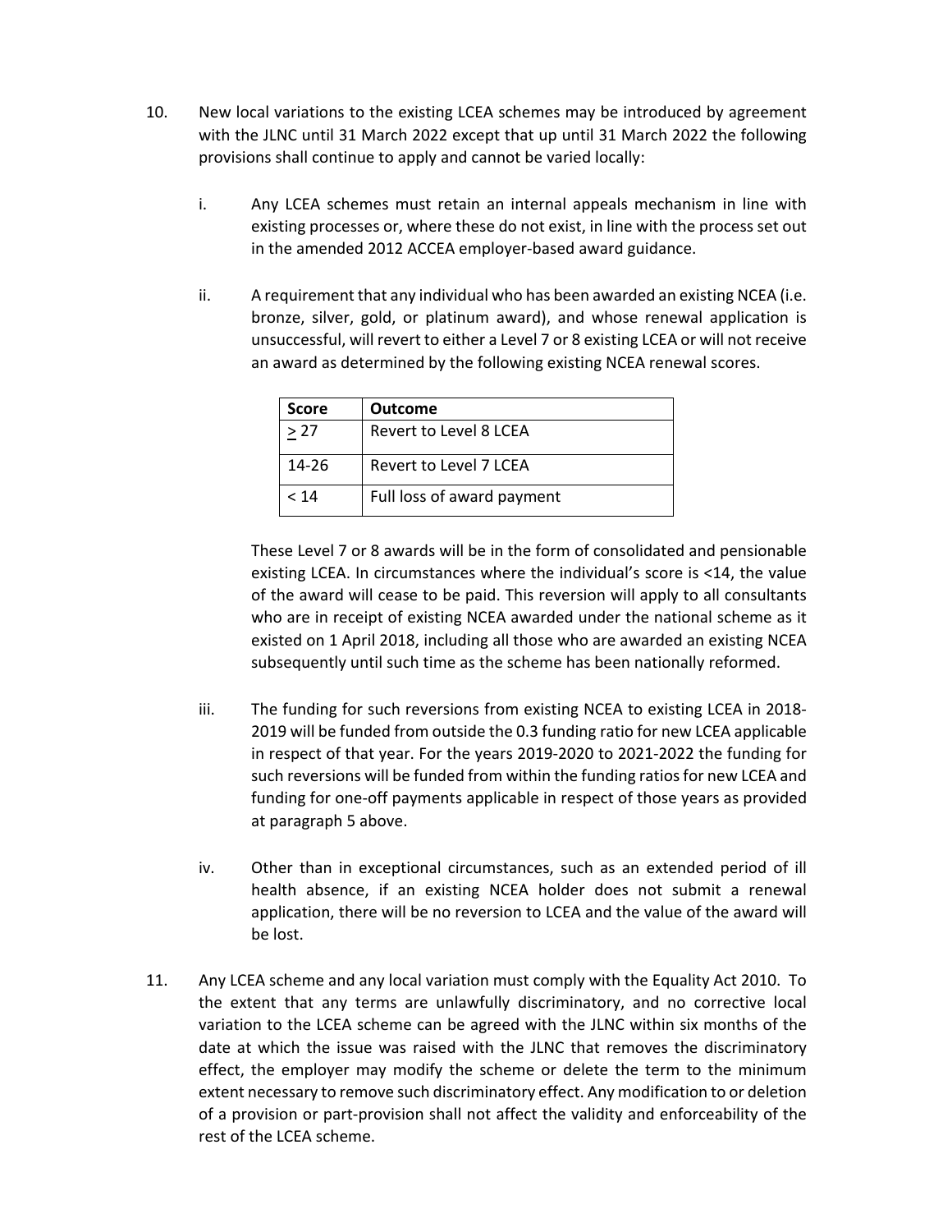10. New local variations to the existing LCEA schemes may be introduced by agreement with the JLNC until 31 March 2022 except that up until 31 March 2022 the following provisions shall continue to apply and cannot be varied locally:

    i. Any LCEA schemes must retain an internal appeals mechanism in line with existing processes or, where these do not exist, in line with the process set out in the amended 2012 ACCEA employer-based award guidance.

    ii. A requirement that any individual who has been awarded an existing NCEA (i.e. bronze, silver, gold, or platinum award), and whose renewal application is unsuccessful, will revert to either a Level 7 or 8 existing LCEA or will not receive an award as determined by the following existing NCEA renewal scores.

    | Score | Outcome |
    |---|---|
    | $\geq$ 27 | Revert to Level 8 LCEA |
    | 14-26 | Revert to Level 7 LCEA |
    | < 14 | Full loss of award payment |

    These Level 7 or 8 awards will be in the form of consolidated and pensionable existing LCEA. In circumstances where the individual's score is <14, the value of the award will cease to be paid. This reversion will apply to all consultants who are in receipt of existing NCEA awarded under the national scheme as it existed on 1 April 2018, including all those who are awarded an existing NCEA subsequently until such time as the scheme has been nationally reformed.

    iii. The funding for such reversions from existing NCEA to existing LCEA in 2018-2019 will be funded from outside the 0.3 funding ratio for new LCEA applicable in respect of that year. For the years 2019-2020 to 2021-2022 the funding for such reversions will be funded from within the funding ratios for new LCEA and funding for one-off payments applicable in respect of those years as provided at paragraph 5 above.

    iv. Other than in exceptional circumstances, such as an extended period of ill health absence, if an existing NCEA holder does not submit a renewal application, there will be no reversion to LCEA and the value of the award will be lost.

11. Any LCEA scheme and any local variation must comply with the Equality Act 2010. To the extent that any terms are unlawfully discriminatory, and no corrective local variation to the LCEA scheme can be agreed with the JLNC within six months of the date at which the issue was raised with the JLNC that removes the discriminatory effect, the employer may modify the scheme or delete the term to the minimum extent necessary to remove such discriminatory effect. Any modification to or deletion of a provision or part-provision shall not affect the validity and enforceability of the rest of the LCEA scheme.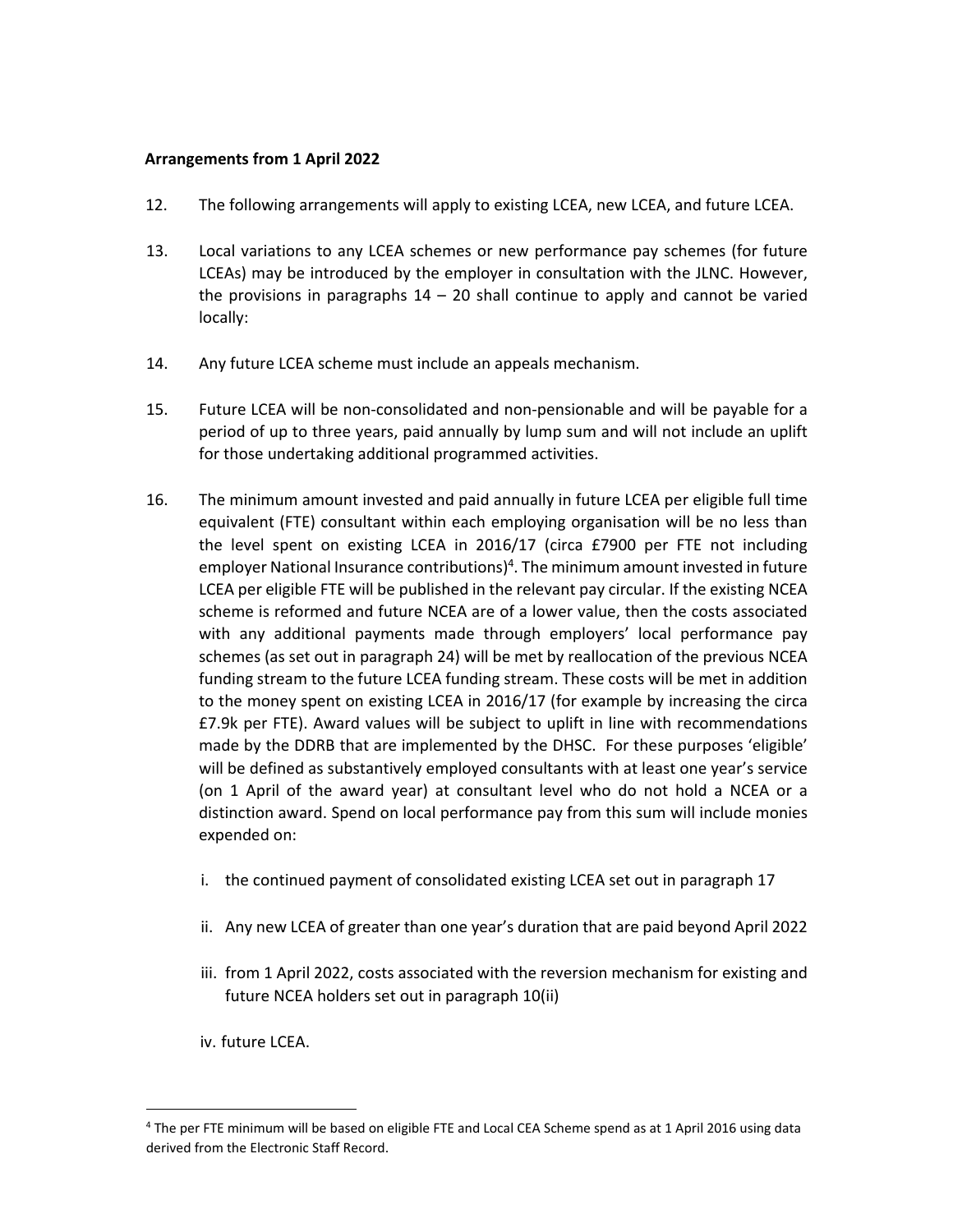**Arrangements from 1 April 2022**

12. The following arrangements will apply to existing LCEA, new LCEA, and future LCEA.

13. Local variations to any LCEA schemes or new performance pay schemes (for future LCEAs) may be introduced by the employer in consultation with the JLNC. However, the provisions in paragraphs 14 – 20 shall continue to apply and cannot be varied locally:

14. Any future LCEA scheme must include an appeals mechanism.

15. Future LCEA will be non-consolidated and non-pensionable and will be payable for a period of up to three years, paid annually by lump sum and will not include an uplift for those undertaking additional programmed activities.

16. The minimum amount invested and paid annually in future LCEA per eligible full time equivalent (FTE) consultant within each employing organisation will be no less than the level spent on existing LCEA in 2016/17 (circa £7900 per FTE not including employer National Insurance contributions)[4]. The minimum amount invested in future LCEA per eligible FTE will be published in the relevant pay circular. If the existing NCEA scheme is reformed and future NCEA are of a lower value, then the costs associated with any additional payments made through employers' local performance pay schemes (as set out in paragraph 24) will be met by reallocation of the previous NCEA funding stream to the future LCEA funding stream. These costs will be met in addition to the money spent on existing LCEA in 2016/17 (for example by increasing the circa £7.9k per FTE). Award values will be subject to uplift in line with recommendations made by the DDRB that are implemented by the DHSC. For these purposes 'eligible' will be defined as substantively employed consultants with at least one year's service (on 1 April of the award year) at consultant level who do not hold a NCEA or a distinction award. Spend on local performance pay from this sum will include monies expended on:

    i. the continued payment of consolidated existing LCEA set out in paragraph 17

    ii. Any new LCEA of greater than one year's duration that are paid beyond April 2022

    iii. from 1 April 2022, costs associated with the reversion mechanism for existing and future NCEA holders set out in paragraph 10(ii)

    iv. future LCEA.

[4] The per FTE minimum will be based on eligible FTE and Local CEA Scheme spend as at 1 April 2016 using data derived from the Electronic Staff Record.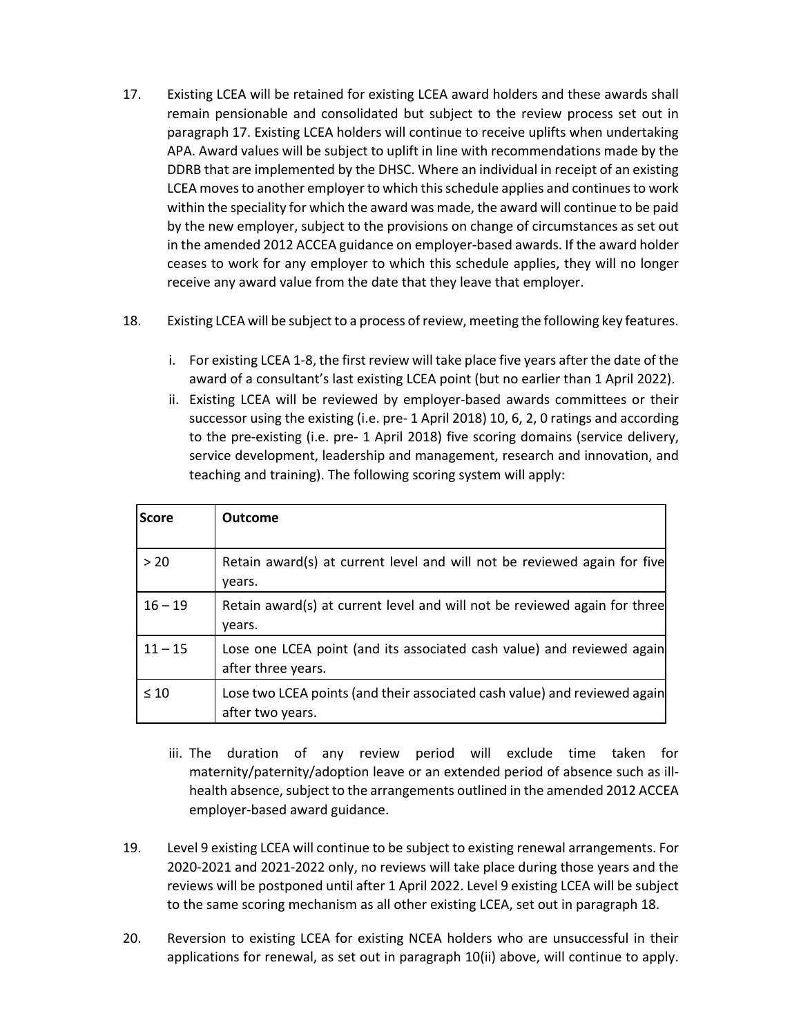17. Existing LCEA will be retained for existing LCEA award holders and these awards shall remain pensionable and consolidated but subject to the review process set out in paragraph 17. Existing LCEA holders will continue to receive uplifts when undertaking APA. Award values will be subject to uplift in line with recommendations made by the DDRB that are implemented by the DHSC. Where an individual in receipt of an existing LCEA moves to another employer to which this schedule applies and continues to work within the speciality for which the award was made, the award will continue to be paid by the new employer, subject to the provisions on change of circumstances as set out in the amended 2012 ACCEA guidance on employer-based awards. If the award holder ceases to work for any employer to which this schedule applies, they will no longer receive any award value from the date that they leave that employer.

18. Existing LCEA will be subject to a process of review, meeting the following key features.

    i. For existing LCEA 1-8, the first review will take place five years after the date of the award of a consultant's last existing LCEA point (but no earlier than 1 April 2022).
    ii. Existing LCEA will be reviewed by employer-based awards committees or their successor using the existing (i.e. pre- 1 April 2018) 10, 6, 2, 0 ratings and according to the pre-existing (i.e. pre- 1 April 2018) five scoring domains (service delivery, service development, leadership and management, research and innovation, and teaching and training). The following scoring system will apply:

| **Score** | **Outcome** |
|---|---|
| > 20 | Retain award(s) at current level and will not be reviewed again for five years. |
| 16 – 19 | Retain award(s) at current level and will not be reviewed again for three years. |
| 11 – 15 | Lose one LCEA point (and its associated cash value) and reviewed again after three years. |
| ≤ 10 | Lose two LCEA points (and their associated cash value) and reviewed again after two years. |

    iii. The duration of any review period will exclude time taken for maternity/paternity/adoption leave or an extended period of absence such as ill-health absence, subject to the arrangements outlined in the amended 2012 ACCEA employer-based award guidance.

19. Level 9 existing LCEA will continue to be subject to existing renewal arrangements. For 2020-2021 and 2021-2022 only, no reviews will take place during those years and the reviews will be postponed until after 1 April 2022. Level 9 existing LCEA will be subject to the same scoring mechanism as all other existing LCEA, set out in paragraph 18.

20. Reversion to existing LCEA for existing NCEA holders who are unsuccessful in their applications for renewal, as set out in paragraph 10(ii) above, will continue to apply.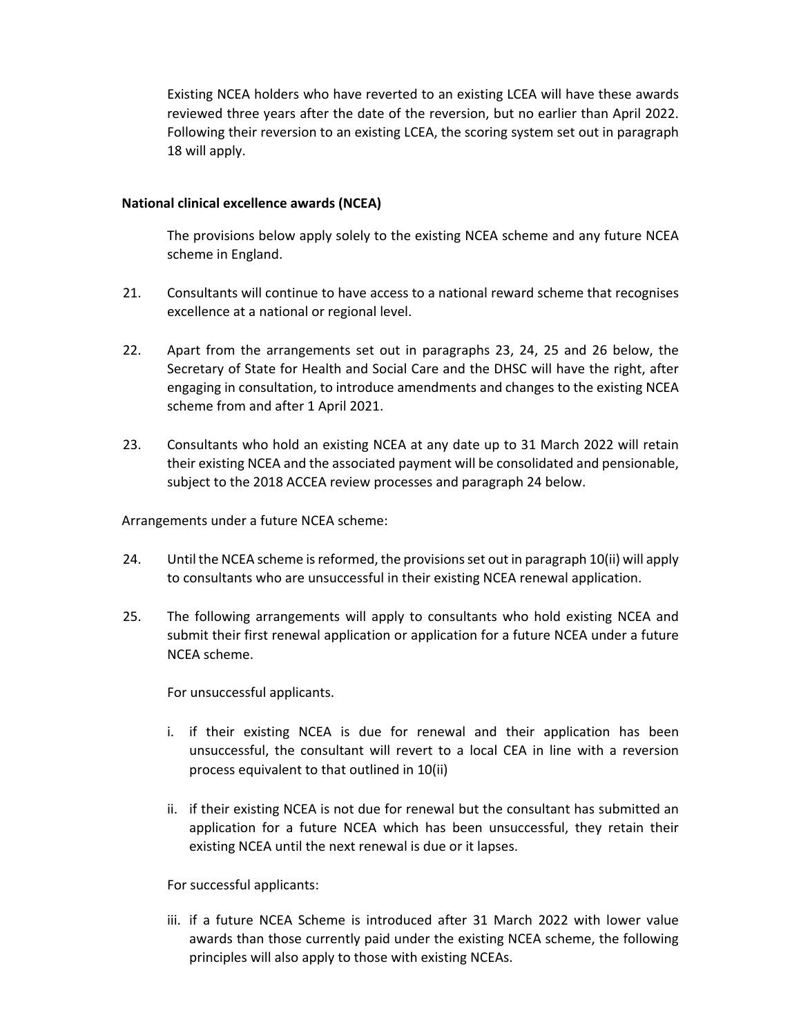Existing NCEA holders who have reverted to an existing LCEA will have these awards reviewed three years after the date of the reversion, but no earlier than April 2022. Following their reversion to an existing LCEA, the scoring system set out in paragraph 18 will apply.

**National clinical excellence awards (NCEA)**

The provisions below apply solely to the existing NCEA scheme and any future NCEA scheme in England.

21. Consultants will continue to have access to a national reward scheme that recognises excellence at a national or regional level.

22. Apart from the arrangements set out in paragraphs 23, 24, 25 and 26 below, the Secretary of State for Health and Social Care and the DHSC will have the right, after engaging in consultation, to introduce amendments and changes to the existing NCEA scheme from and after 1 April 2021.

23. Consultants who hold an existing NCEA at any date up to 31 March 2022 will retain their existing NCEA and the associated payment will be consolidated and pensionable, subject to the 2018 ACCEA review processes and paragraph 24 below.

Arrangements under a future NCEA scheme:

24. Until the NCEA scheme is reformed, the provisions set out in paragraph 10(ii) will apply to consultants who are unsuccessful in their existing NCEA renewal application.

25. The following arrangements will apply to consultants who hold existing NCEA and submit their first renewal application or application for a future NCEA under a future NCEA scheme.

    For unsuccessful applicants.

    i. if their existing NCEA is due for renewal and their application has been unsuccessful, the consultant will revert to a local CEA in line with a reversion process equivalent to that outlined in 10(ii)

    ii. if their existing NCEA is not due for renewal but the consultant has submitted an application for a future NCEA which has been unsuccessful, they retain their existing NCEA until the next renewal is due or it lapses.

    For successful applicants:

    iii. if a future NCEA Scheme is introduced after 31 March 2022 with lower value awards than those currently paid under the existing NCEA scheme, the following principles will also apply to those with existing NCEAs.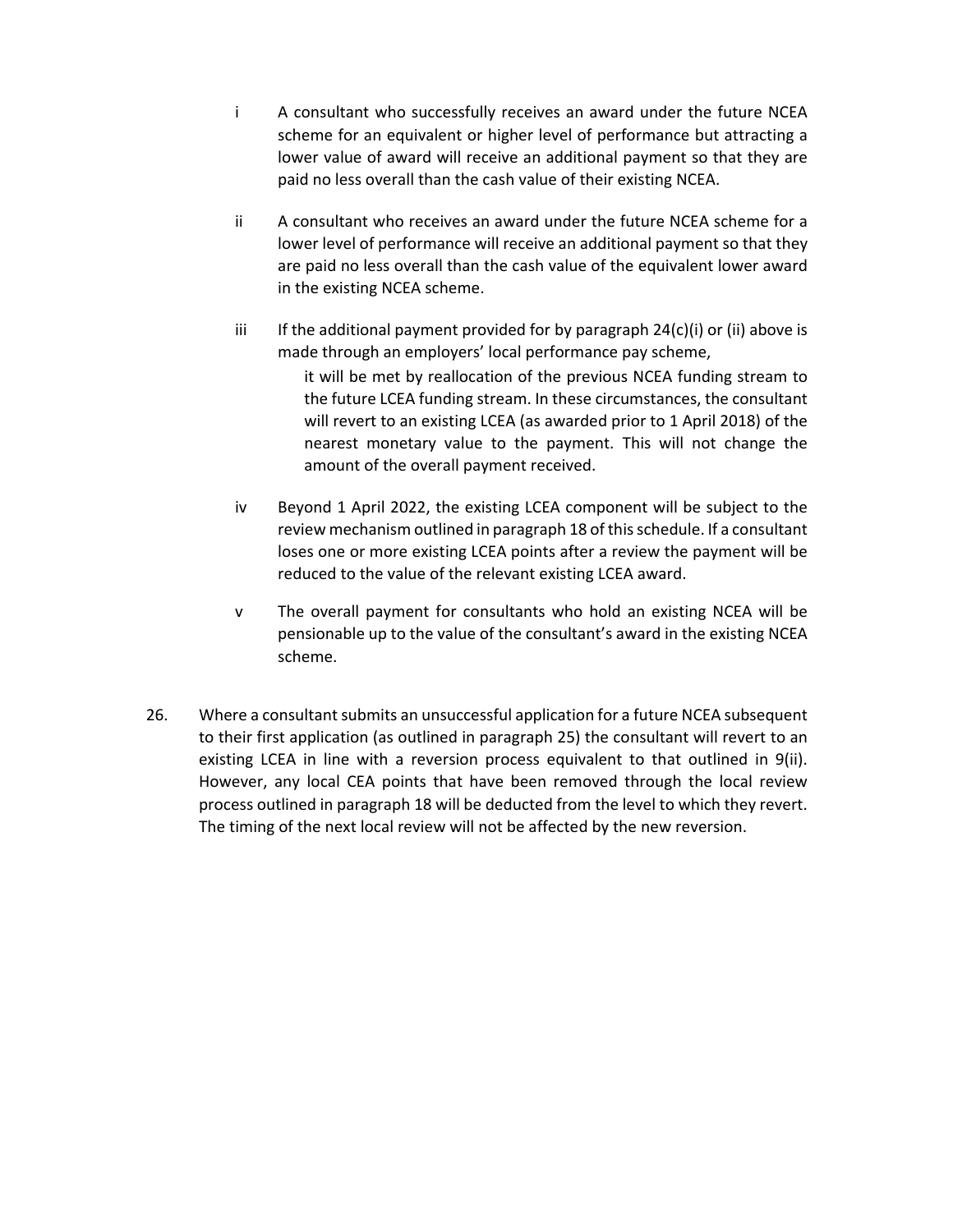i. A consultant who successfully receives an award under the future NCEA scheme for an equivalent or higher level of performance but attracting a lower value of award will receive an additional payment so that they are paid no less overall than the cash value of their existing NCEA.

ii. A consultant who receives an award under the future NCEA scheme for a lower level of performance will receive an additional payment so that they are paid no less overall than the cash value of the equivalent lower award in the existing NCEA scheme.

iii. If the additional payment provided for by paragraph 24(c)(i) or (ii) above is made through an employers' local performance pay scheme,

   it will be met by reallocation of the previous NCEA funding stream to the future LCEA funding stream. In these circumstances, the consultant will revert to an existing LCEA (as awarded prior to 1 April 2018) of the nearest monetary value to the payment. This will not change the amount of the overall payment received.

iv. Beyond 1 April 2022, the existing LCEA component will be subject to the review mechanism outlined in paragraph 18 of this schedule. If a consultant loses one or more existing LCEA points after a review the payment will be reduced to the value of the relevant existing LCEA award.

v. The overall payment for consultants who hold an existing NCEA will be pensionable up to the value of the consultant's award in the existing NCEA scheme.

26. Where a consultant submits an unsuccessful application for a future NCEA subsequent to their first application (as outlined in paragraph 25) the consultant will revert to an existing LCEA in line with a reversion process equivalent to that outlined in 9(ii). However, any local CEA points that have been removed through the local review process outlined in paragraph 18 will be deducted from the level to which they revert. The timing of the next local review will not be affected by the new reversion.